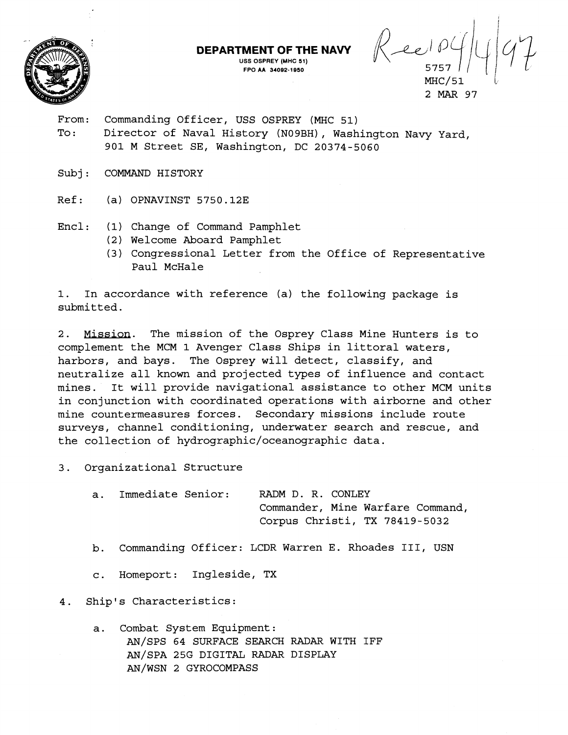**DEPARTMENT OF THE NAVY**
USS OSPREY (MHC 51)
FPO AA 34092-1950

Rec'd 04/14/97

5757
MHC/51
2 MAR 97

From: Commanding Officer, USS OSPREY (MHC 51)
To: Director of Naval History (N09BH), Washington Navy Yard, 901 M Street SE, Washington, DC 20374-5060

Subj: COMMAND HISTORY

Ref: (a) OPNAVINST 5750.12E

Encl: (1) Change of Command Pamphlet
(2) Welcome Aboard Pamphlet
(3) Congressional Letter from the Office of Representative Paul McHale

1. In accordance with reference (a) the following package is submitted.

2. Mission. The mission of the Osprey Class Mine Hunters is to complement the MCM 1 Avenger Class Ships in littoral waters, harbors, and bays. The Osprey will detect, classify, and neutralize all known and projected types of influence and contact mines. It will provide navigational assistance to other MCM units in conjunction with coordinated operations with airborne and other mine countermeasures forces. Secondary missions include route surveys, channel conditioning, underwater search and rescue, and the collection of hydrographic/oceanographic data.

3. Organizational Structure

a. Immediate Senior: RADM D. R. CONLEY
Commander, Mine Warfare Command,
Corpus Christi, TX 78419-5032

b. Commanding Officer: LCDR Warren E. Rhoades III, USN

c. Homeport: Ingleside, TX

4. Ship's Characteristics:

a. Combat System Equipment:
AN/SPS 64 SURFACE SEARCH RADAR WITH IFF
AN/SPA 25G DIGITAL RADAR DISPLAY
AN/WSN 2 GYROCOMPASS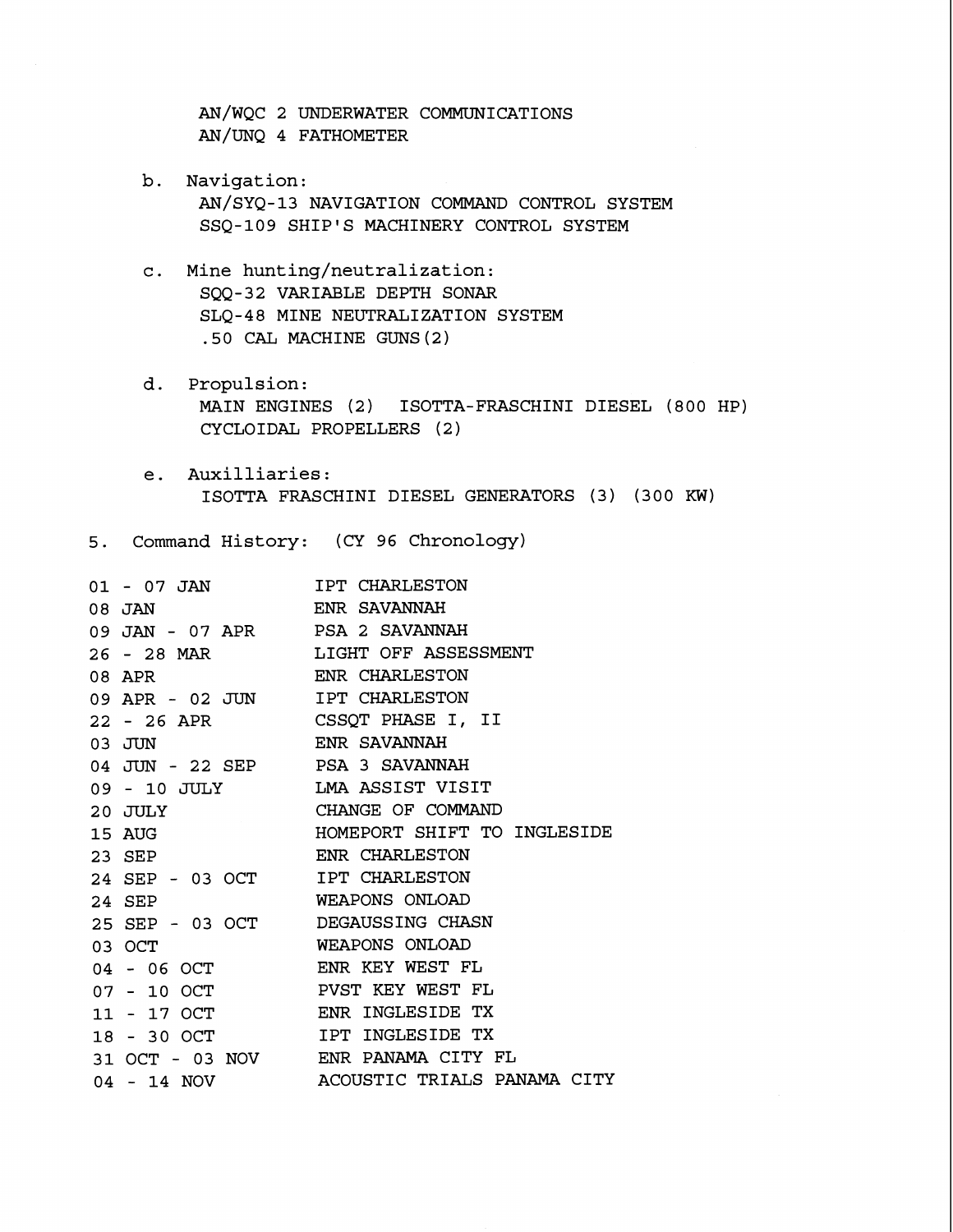AN/WQC 2 UNDERWATER COMMUNICATIONS
AN/UNQ 4 FATHOMETER

b. Navigation:
   AN/SYQ-13 NAVIGATION COMMAND CONTROL SYSTEM
   SSQ-109 SHIP'S MACHINERY CONTROL SYSTEM

c. Mine hunting/neutralization:
   SQQ-32 VARIABLE DEPTH SONAR
   SLQ-48 MINE NEUTRALIZATION SYSTEM
   .50 CAL MACHINE GUNS(2)

d. Propulsion:
   MAIN ENGINES (2) ISOTTA-FRASCHINI DIESEL (800 HP)
   CYCLOIDAL PROPELLERS (2)

e. Auxilliaries:
   ISOTTA FRASCHINI DIESEL GENERATORS (3) (300 KW)

5. Command History: (CY 96 Chronology)

| | |
|---|---|
| 01 - 07 JAN | IPT CHARLESTON |
| 08 JAN | ENR SAVANNAH |
| 09 JAN - 07 APR | PSA 2 SAVANNAH |
| 26 - 28 MAR | LIGHT OFF ASSESSMENT |
| 08 APR | ENR CHARLESTON |
| 09 APR - 02 JUN | IPT CHARLESTON |
| 22 - 26 APR | CSSQT PHASE I, II |
| 03 JUN | ENR SAVANNAH |
| 04 JUN - 22 SEP | PSA 3 SAVANNAH |
| 09 - 10 JULY | LMA ASSIST VISIT |
| 20 JULY | CHANGE OF COMMAND |
| 15 AUG | HOMEPORT SHIFT TO INGLESIDE |
| 23 SEP | ENR CHARLESTON |
| 24 SEP - 03 OCT | IPT CHARLESTON |
| 24 SEP | WEAPONS ONLOAD |
| 25 SEP - 03 OCT | DEGAUSSING CHASN |
| 03 OCT | WEAPONS ONLOAD |
| 04 - 06 OCT | ENR KEY WEST FL |
| 07 - 10 OCT | PVST KEY WEST FL |
| 11 - 17 OCT | ENR INGLESIDE TX |
| 18 - 30 OCT | IPT INGLESIDE TX |
| 31 OCT - 03 NOV | ENR PANAMA CITY FL |
| 04 - 14 NOV | ACOUSTIC TRIALS PANAMA CITY |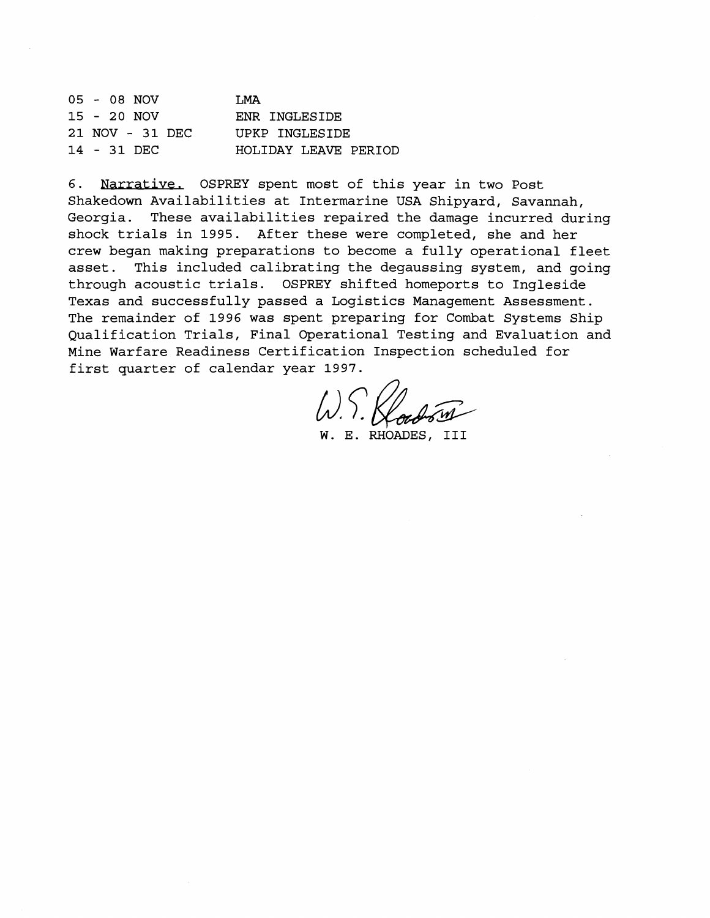| | |
|---|---|
| 05 - 08 NOV | LMA |
| 15 - 20 NOV | ENR INGLESIDE |
| 21 NOV - 31 DEC | UPKP INGLESIDE |
| 14 - 31 DEC | HOLIDAY LEAVE PERIOD |

6. <u>Narrative.</u> OSPREY spent most of this year in two Post Shakedown Availabilities at Intermarine USA Shipyard, Savannah, Georgia. These availabilities repaired the damage incurred during shock trials in 1995. After these were completed, she and her crew began making preparations to become a fully operational fleet asset. This included calibrating the degaussing system, and going through acoustic trials. OSPREY shifted homeports to Ingleside Texas and successfully passed a Logistics Management Assessment. The remainder of 1996 was spent preparing for Combat Systems Ship Qualification Trials, Final Operational Testing and Evaluation and Mine Warfare Readiness Certification Inspection scheduled for first quarter of calendar year 1997.

W. E. RHOADES, III